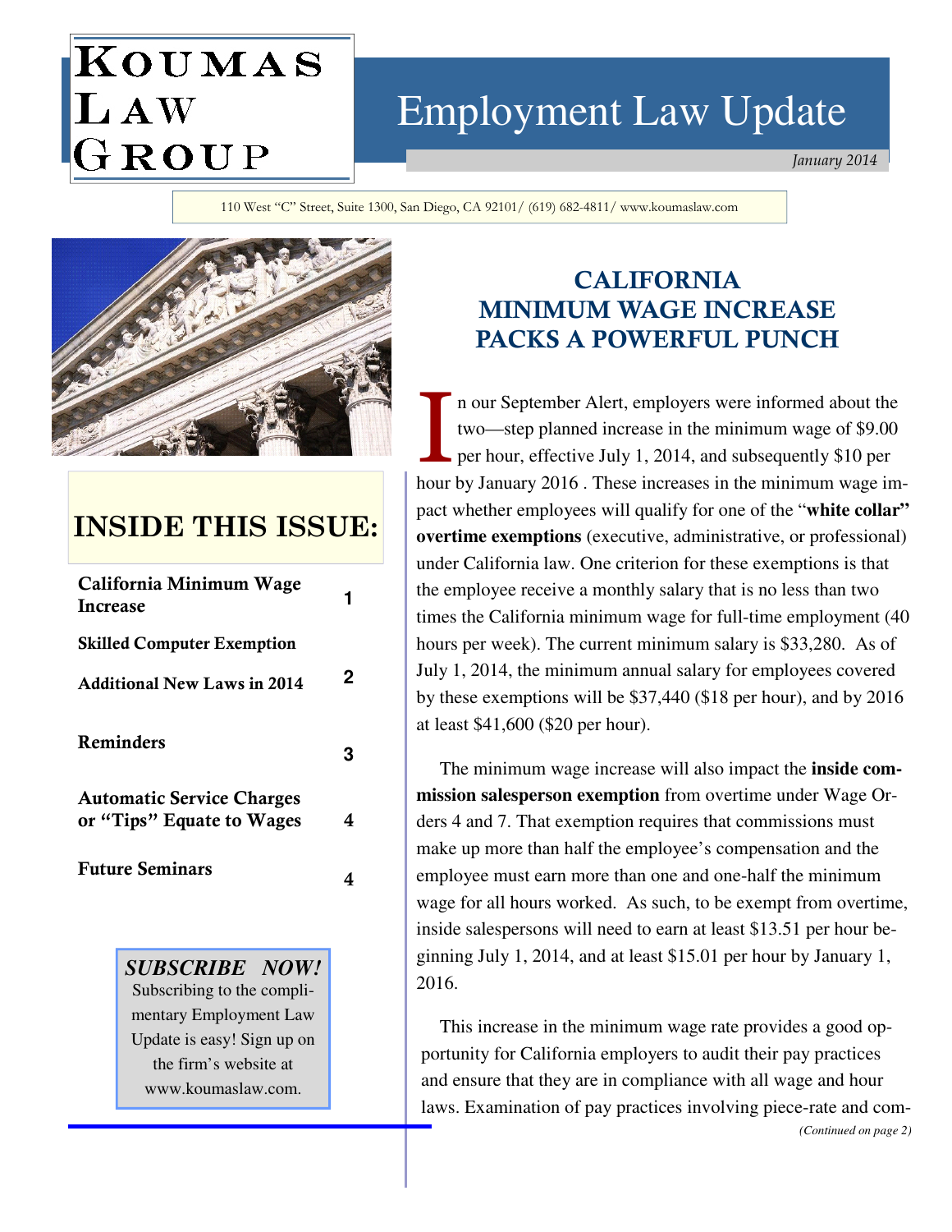# Koumas Law Group

# Employment Law Update

*January 2014*

110 West "C" Street, Suite 1300, San Diego, CA 92101/ (619) 682-4811/ www.koumaslaw.com

## INSIDE THIS ISSUE:

| | |
|---|---|
| California Minimum Wage Increase | 1 |
| Skilled Computer Exemption | |
| Additional New Laws in 2014 | 2 |
| Reminders | 3 |
| Automatic Service Charges or "Tips" Equate to Wages | 4 |
| Future Seminars | 4 |

***SUBSCRIBE NOW!***
Subscribing to the complimentary Employment Law Update is easy! Sign up on the firm's website at www.koumaslaw.com.

## CALIFORNIA MINIMUM WAGE INCREASE PACKS A POWERFUL PUNCH

In our September Alert, employers were informed about the two—step planned increase in the minimum wage of $9.00 per hour, effective July 1, 2014, and subsequently $10 per hour by January 2016 . These increases in the minimum wage impact whether employees will qualify for one of the "**white collar" overtime exemptions** (executive, administrative, or professional) under California law. One criterion for these exemptions is that the employee receive a monthly salary that is no less than two times the California minimum wage for full-time employment (40 hours per week). The current minimum salary is $33,280. As of July 1, 2014, the minimum annual salary for employees covered by these exemptions will be $37,440 ($18 per hour), and by 2016 at least $41,600 ($20 per hour).

The minimum wage increase will also impact the **inside commission salesperson exemption** from overtime under Wage Orders 4 and 7. That exemption requires that commissions must make up more than half the employee's compensation and the employee must earn more than one and one-half the minimum wage for all hours worked. As such, to be exempt from overtime, inside salespersons will need to earn at least $13.51 per hour beginning July 1, 2014, and at least $15.01 per hour by January 1, 2016.

This increase in the minimum wage rate provides a good opportunity for California employers to audit their pay practices and ensure that they are in compliance with all wage and hour laws. Examination of pay practices involving piece-rate and com-

*(Continued on page 2)*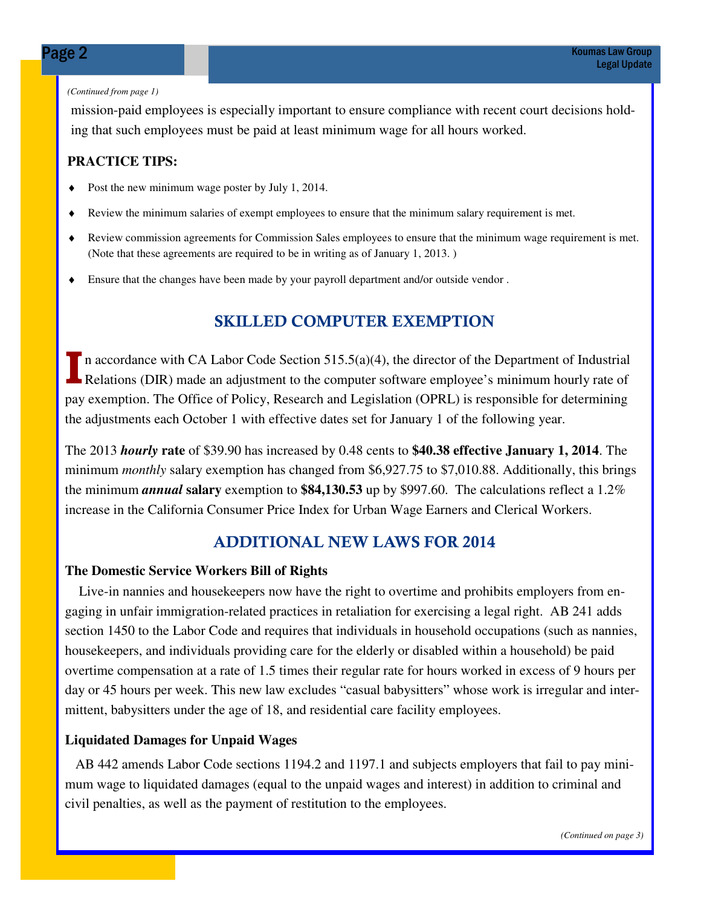*(Continued from page 1)*

mission-paid employees is especially important to ensure compliance with recent court decisions holding that such employees must be paid at least minimum wage for all hours worked.

**PRACTICE TIPS:**

- Post the new minimum wage poster by July 1, 2014.
- Review the minimum salaries of exempt employees to ensure that the minimum salary requirement is met.
- Review commission agreements for Commission Sales employees to ensure that the minimum wage requirement is met. (Note that these agreements are required to be in writing as of January 1, 2013. )
- Ensure that the changes have been made by your payroll department and/or outside vendor .

## SKILLED COMPUTER EXEMPTION

In accordance with CA Labor Code Section 515.5(a)(4), the director of the Department of Industrial Relations (DIR) made an adjustment to the computer software employee's minimum hourly rate of pay exemption. The Office of Policy, Research and Legislation (OPRL) is responsible for determining the adjustments each October 1 with effective dates set for January 1 of the following year.

The 2013 ***hourly*** **rate** of $39.90 has increased by 0.48 cents to **$40.38 effective January 1, 2014**. The minimum *monthly* salary exemption has changed from $6,927.75 to $7,010.88. Additionally, this brings the minimum ***annual*** **salary** exemption to **$84,130.53** up by $997.60. The calculations reflect a 1.2% increase in the California Consumer Price Index for Urban Wage Earners and Clerical Workers.

## ADDITIONAL NEW LAWS FOR 2014

**The Domestic Service Workers Bill of Rights**

Live-in nannies and housekeepers now have the right to overtime and prohibits employers from engaging in unfair immigration-related practices in retaliation for exercising a legal right. AB 241 adds section 1450 to the Labor Code and requires that individuals in household occupations (such as nannies, housekeepers, and individuals providing care for the elderly or disabled within a household) be paid overtime compensation at a rate of 1.5 times their regular rate for hours worked in excess of 9 hours per day or 45 hours per week. This new law excludes "casual babysitters" whose work is irregular and intermittent, babysitters under the age of 18, and residential care facility employees.

**Liquidated Damages for Unpaid Wages**

AB 442 amends Labor Code sections 1194.2 and 1197.1 and subjects employers that fail to pay minimum wage to liquidated damages (equal to the unpaid wages and interest) in addition to criminal and civil penalties, as well as the payment of restitution to the employees.

*(Continued on page 3)*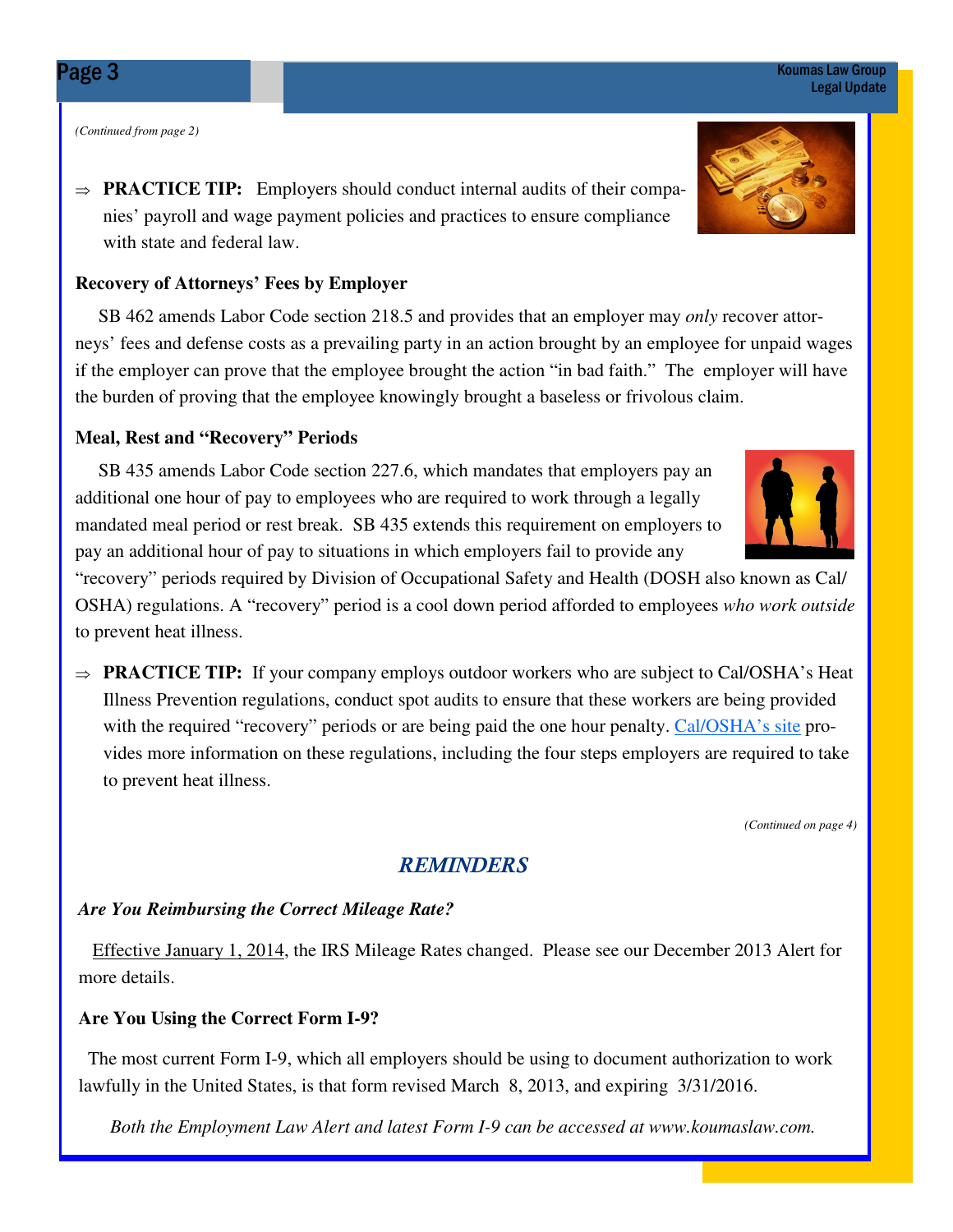*(Continued from page 2)*

⇒ **PRACTICE TIP:** Employers should conduct internal audits of their companies' payroll and wage payment policies and practices to ensure compliance with state and federal law.

**Recovery of Attorneys' Fees by Employer**

SB 462 amends Labor Code section 218.5 and provides that an employer may *only* recover attorneys' fees and defense costs as a prevailing party in an action brought by an employee for unpaid wages if the employer can prove that the employee brought the action "in bad faith." The employer will have the burden of proving that the employee knowingly brought a baseless or frivolous claim.

**Meal, Rest and "Recovery" Periods**

SB 435 amends Labor Code section 227.6, which mandates that employers pay an additional one hour of pay to employees who are required to work through a legally mandated meal period or rest break. SB 435 extends this requirement on employers to pay an additional hour of pay to situations in which employers fail to provide any "recovery" periods required by Division of Occupational Safety and Health (DOSH also known as Cal/OSHA) regulations. A "recovery" period is a cool down period afforded to employees *who work outside* to prevent heat illness.

⇒ **PRACTICE TIP:** If your company employs outdoor workers who are subject to Cal/OSHA's Heat Illness Prevention regulations, conduct spot audits to ensure that these workers are being provided with the required "recovery" periods or are being paid the one hour penalty. Cal/OSHA's site provides more information on these regulations, including the four steps employers are required to take to prevent heat illness.

*(Continued on page 4)*

## *REMINDERS*

***Are You Reimbursing the Correct Mileage Rate?***

Effective January 1, 2014, the IRS Mileage Rates changed. Please see our December 2013 Alert for more details.

**Are You Using the Correct Form I-9?**

The most current Form I-9, which all employers should be using to document authorization to work lawfully in the United States, is that form revised March 8, 2013, and expiring 3/31/2016.

*Both the Employment Law Alert and latest Form I-9 can be accessed at www.koumaslaw.com.*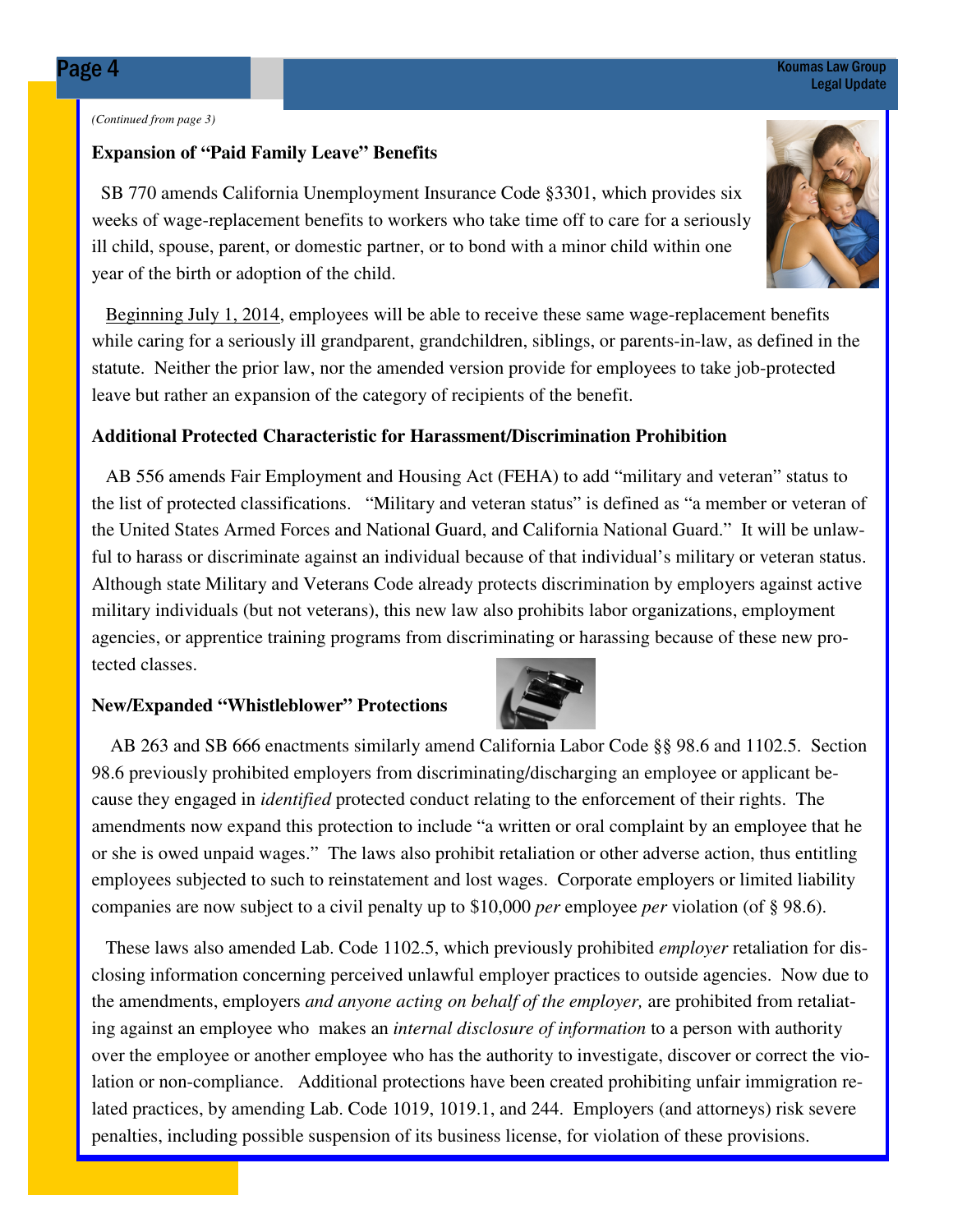*(Continued from page 3)*

**Expansion of "Paid Family Leave" Benefits**

SB 770 amends California Unemployment Insurance Code §3301, which provides six weeks of wage-replacement benefits to workers who take time off to care for a seriously ill child, spouse, parent, or domestic partner, or to bond with a minor child within one year of the birth or adoption of the child.

Beginning July 1, 2014, employees will be able to receive these same wage-replacement benefits while caring for a seriously ill grandparent, grandchildren, siblings, or parents-in-law, as defined in the statute. Neither the prior law, nor the amended version provide for employees to take job-protected leave but rather an expansion of the category of recipients of the benefit.

**Additional Protected Characteristic for Harassment/Discrimination Prohibition**

AB 556 amends Fair Employment and Housing Act (FEHA) to add "military and veteran" status to the list of protected classifications. "Military and veteran status" is defined as "a member or veteran of the United States Armed Forces and National Guard, and California National Guard." It will be unlawful to harass or discriminate against an individual because of that individual's military or veteran status. Although state Military and Veterans Code already protects discrimination by employers against active military individuals (but not veterans), this new law also prohibits labor organizations, employment agencies, or apprentice training programs from discriminating or harassing because of these new protected classes.

**New/Expanded "Whistleblower" Protections**

AB 263 and SB 666 enactments similarly amend California Labor Code §§ 98.6 and 1102.5. Section 98.6 previously prohibited employers from discriminating/discharging an employee or applicant because they engaged in *identified* protected conduct relating to the enforcement of their rights. The amendments now expand this protection to include "a written or oral complaint by an employee that he or she is owed unpaid wages." The laws also prohibit retaliation or other adverse action, thus entitling employees subjected to such to reinstatement and lost wages. Corporate employers or limited liability companies are now subject to a civil penalty up to $10,000 *per* employee *per* violation (of § 98.6).

These laws also amended Lab. Code 1102.5, which previously prohibited *employer* retaliation for disclosing information concerning perceived unlawful employer practices to outside agencies. Now due to the amendments, employers *and anyone acting on behalf of the employer,* are prohibited from retaliating against an employee who makes an *internal disclosure of information* to a person with authority over the employee or another employee who has the authority to investigate, discover or correct the violation or non-compliance. Additional protections have been created prohibiting unfair immigration related practices, by amending Lab. Code 1019, 1019.1, and 244. Employers (and attorneys) risk severe penalties, including possible suspension of its business license, for violation of these provisions.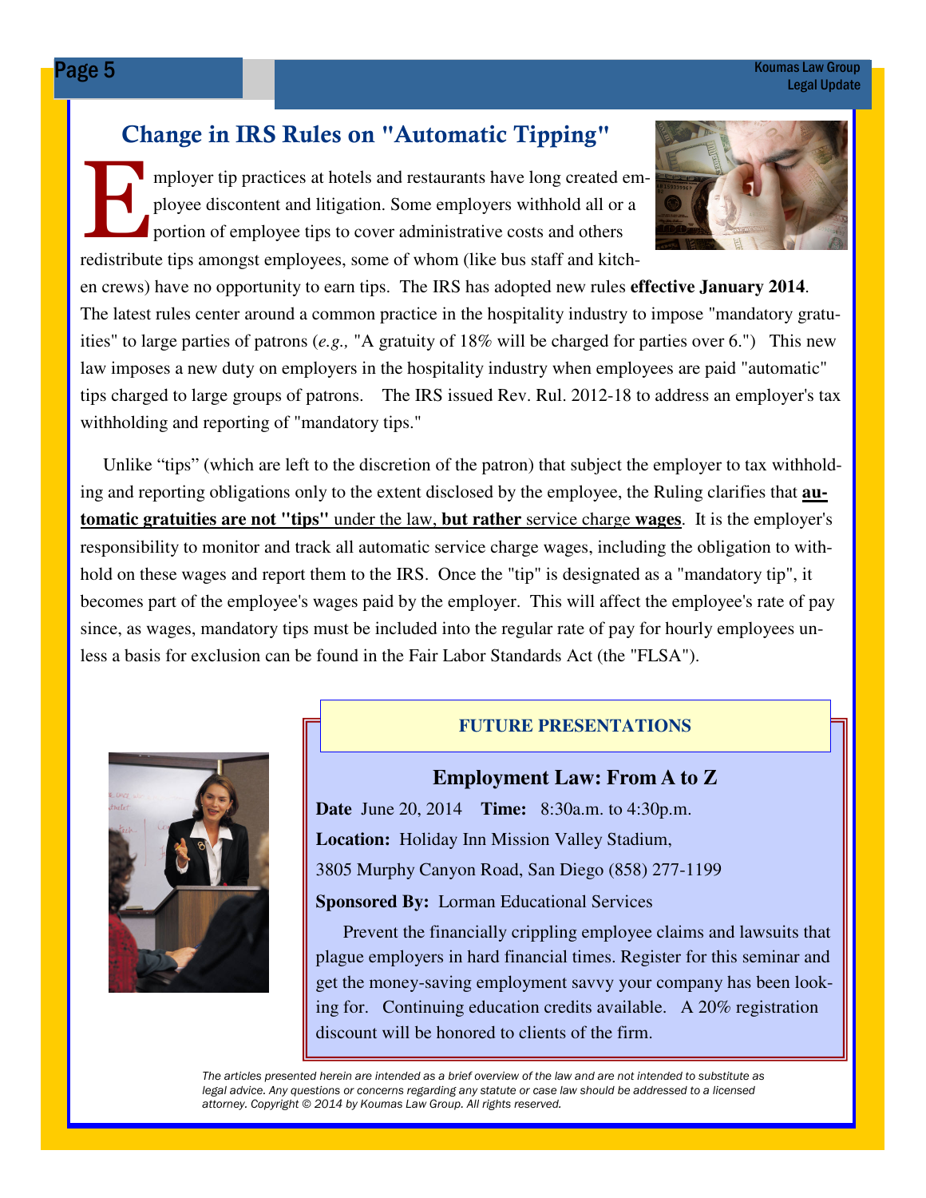## Change in IRS Rules on "Automatic Tipping"

Employer tip practices at hotels and restaurants have long created employee discontent and litigation. Some employers withhold all or a portion of employee tips to cover administrative costs and others redistribute tips amongst employees, some of whom (like bus staff and kitchen crews) have no opportunity to earn tips. The IRS has adopted new rules **effective January 2014**. The latest rules center around a common practice in the hospitality industry to impose "mandatory gratuities" to large parties of patrons (*e.g.,* "A gratuity of 18% will be charged for parties over 6.") This new law imposes a new duty on employers in the hospitality industry when employees are paid "automatic" tips charged to large groups of patrons. The IRS issued Rev. Rul. 2012-18 to address an employer's tax withholding and reporting of "mandatory tips."

Unlike "tips" (which are left to the discretion of the patron) that subject the employer to tax withholding and reporting obligations only to the extent disclosed by the employee, the Ruling clarifies that **automatic gratuities are not "tips"** under the law, **but rather** service charge **wages**. It is the employer's responsibility to monitor and track all automatic service charge wages, including the obligation to withhold on these wages and report them to the IRS. Once the "tip" is designated as a "mandatory tip", it becomes part of the employee's wages paid by the employer. This will affect the employee's rate of pay since, as wages, mandatory tips must be included into the regular rate of pay for hourly employees unless a basis for exclusion can be found in the Fair Labor Standards Act (the "FLSA").

### FUTURE PRESENTATIONS

**Employment Law: From A to Z**

**Date** June 20, 2014 **Time:** 8:30a.m. to 4:30p.m.

**Location:** Holiday Inn Mission Valley Stadium,

3805 Murphy Canyon Road, San Diego (858) 277-1199

**Sponsored By:** Lorman Educational Services

Prevent the financially crippling employee claims and lawsuits that plague employers in hard financial times. Register for this seminar and get the money-saving employment savvy your company has been looking for. Continuing education credits available. A 20% registration discount will be honored to clients of the firm.

*The articles presented herein are intended as a brief overview of the law and are not intended to substitute as legal advice. Any questions or concerns regarding any statute or case law should be addressed to a licensed attorney. Copyright © 2014 by Koumas Law Group. All rights reserved.*